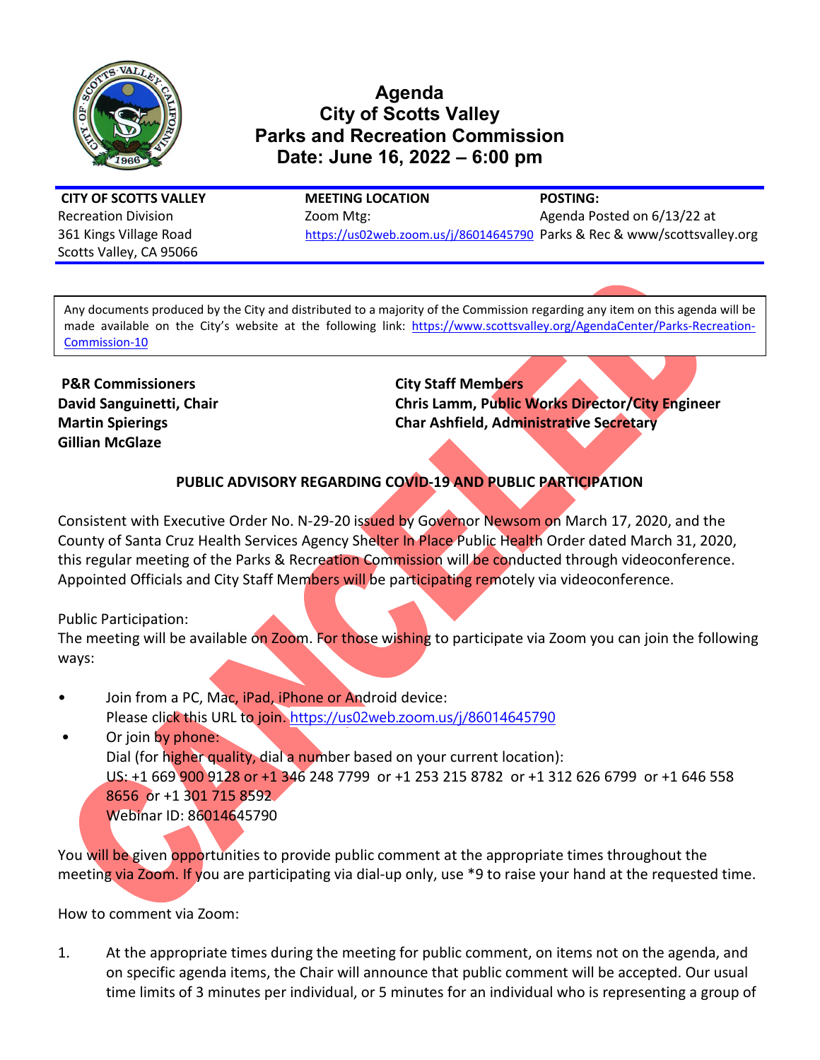# Agenda
# City of Scotts Valley
# Parks and Recreation Commission
# Date: June 16, 2022 – 6:00 pm

| CITY OF SCOTTS VALLEY | MEETING LOCATION | POSTING: |
|---|---|---|
| Recreation Division | Zoom Mtg: | Agenda Posted on 6/13/22 at |
| 361 Kings Village Road | https://us02web.zoom.us/j/86014645790 | Parks & Rec & www/scottsvalley.org |
| Scotts Valley, CA 95066 | | |

Any documents produced by the City and distributed to a majority of the Commission regarding any item on this agenda will be made available on the City's website at the following link: https://www.scottsvalley.org/AgendaCenter/Parks-Recreation-Commission-10

CANCELED

| P&R Commissioners | City Staff Members |
|---|---|
| David Sanguinetti, Chair | Chris Lamm, Public Works Director/City Engineer |
| Martin Spierings | Char Ashfield, Administrative Secretary |
| Gillian McGlaze | |

**PUBLIC ADVISORY REGARDING COVID-19 AND PUBLIC PARTICIPATION**

Consistent with Executive Order No. N-29-20 issued by Governor Newsom on March 17, 2020, and the County of Santa Cruz Health Services Agency Shelter In Place Public Health Order dated March 31, 2020, this regular meeting of the Parks & Recreation Commission will be conducted through videoconference. Appointed Officials and City Staff Members will be participating remotely via videoconference.

Public Participation:
The meeting will be available on Zoom. For those wishing to participate via Zoom you can join the following ways:

- Join from a PC, Mac, iPad, iPhone or Android device:
  Please click this URL to join. https://us02web.zoom.us/j/86014645790
- Or join by phone:
  Dial (for higher quality, dial a number based on your current location):
  US: +1 669 900 9128 or +1 346 248 7799 or +1 253 215 8782 or +1 312 626 6799 or +1 646 558 8656 or +1 301 715 8592
  Webinar ID: 86014645790

You will be given opportunities to provide public comment at the appropriate times throughout the meeting via Zoom. If you are participating via dial-up only, use *9 to raise your hand at the requested time.

How to comment via Zoom:

1. At the appropriate times during the meeting for public comment, on items not on the agenda, and on specific agenda items, the Chair will announce that public comment will be accepted. Our usual time limits of 3 minutes per individual, or 5 minutes for an individual who is representing a group of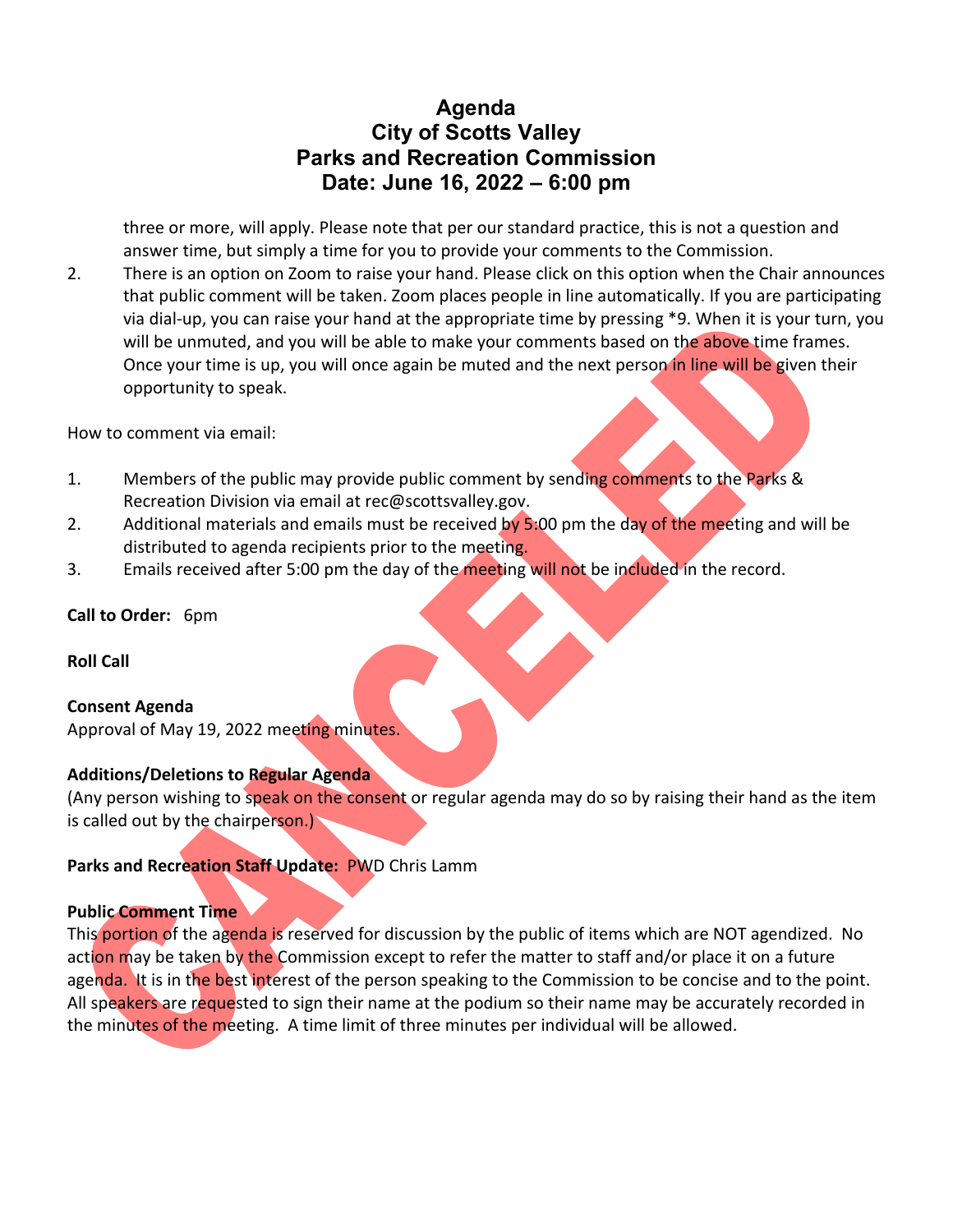# Agenda
# City of Scotts Valley
# Parks and Recreation Commission
# Date: June 16, 2022 – 6:00 pm

three or more, will apply. Please note that per our standard practice, this is not a question and answer time, but simply a time for you to provide your comments to the Commission.

2. There is an option on Zoom to raise your hand. Please click on this option when the Chair announces that public comment will be taken. Zoom places people in line automatically. If you are participating via dial-up, you can raise your hand at the appropriate time by pressing *9. When it is your turn, you will be unmuted, and you will be able to make your comments based on the above time frames. Once your time is up, you will once again be muted and the next person in line will be given their opportunity to speak.

How to comment via email:

1. Members of the public may provide public comment by sending comments to the Parks & Recreation Division via email at rec@scottsvalley.gov.
2. Additional materials and emails must be received by 5:00 pm the day of the meeting and will be distributed to agenda recipients prior to the meeting.
3. Emails received after 5:00 pm the day of the meeting will not be included in the record.

**Call to Order:** 6pm

**Roll Call**

**Consent Agenda**
Approval of May 19, 2022 meeting minutes.

**Additions/Deletions to Regular Agenda**
(Any person wishing to speak on the consent or regular agenda may do so by raising their hand as the item is called out by the chairperson.)

**Parks and Recreation Staff Update:** PWD Chris Lamm

**Public Comment Time**
This portion of the agenda is reserved for discussion by the public of items which are NOT agendized. No action may be taken by the Commission except to refer the matter to staff and/or place it on a future agenda. It is in the best interest of the person speaking to the Commission to be concise and to the point. All speakers are requested to sign their name at the podium so their name may be accurately recorded in the minutes of the meeting. A time limit of three minutes per individual will be allowed.

CANCELED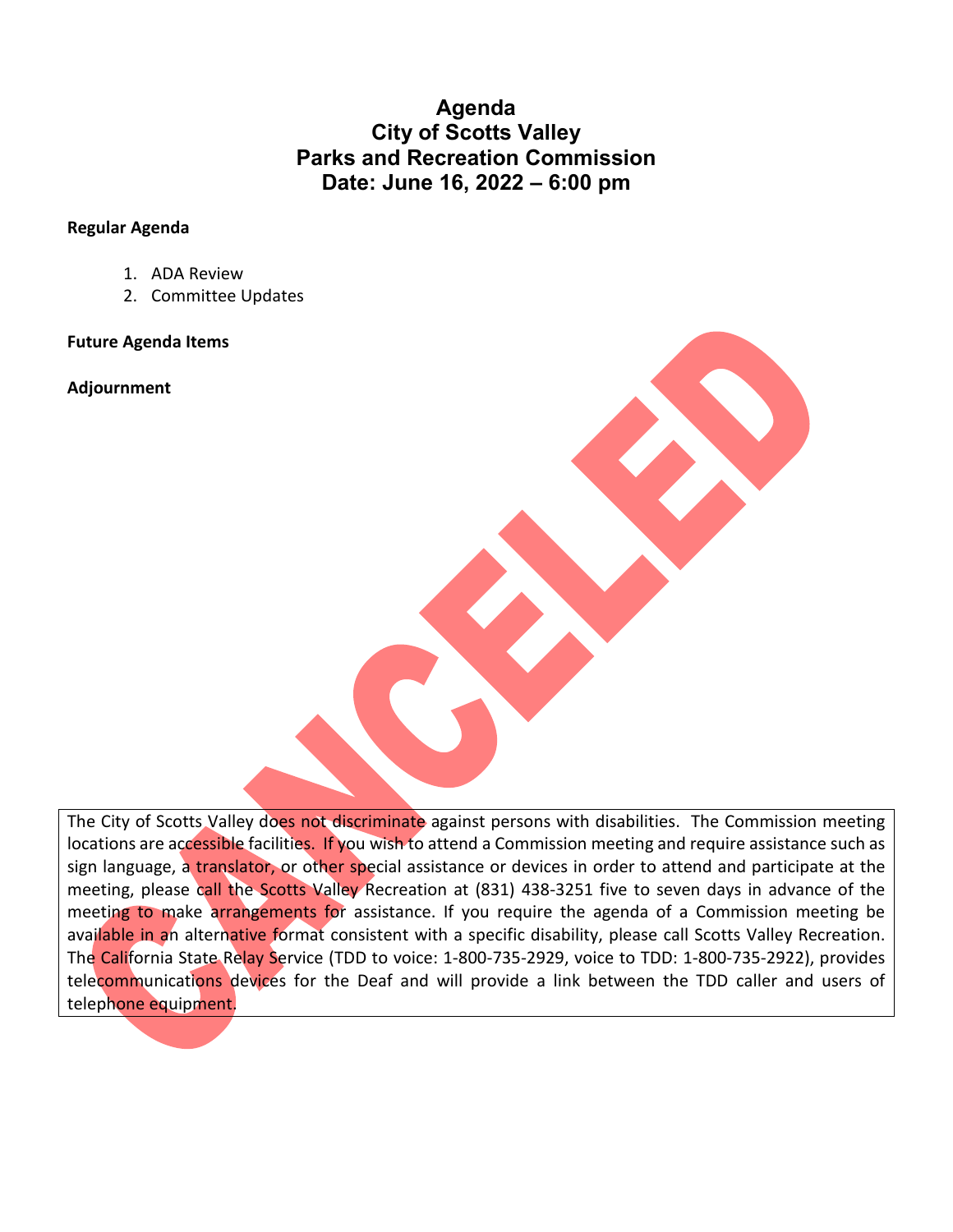# Agenda
# City of Scotts Valley
# Parks and Recreation Commission
# Date: June 16, 2022 – 6:00 pm

**Regular Agenda**

1. ADA Review
2. Committee Updates

**Future Agenda Items**

**Adjournment**

CANCELED

The City of Scotts Valley does not discriminate against persons with disabilities. The Commission meeting locations are accessible facilities. If you wish to attend a Commission meeting and require assistance such as sign language, a translator, or other special assistance or devices in order to attend and participate at the meeting, please call the Scotts Valley Recreation at (831) 438-3251 five to seven days in advance of the meeting to make arrangements for assistance. If you require the agenda of a Commission meeting be available in an alternative format consistent with a specific disability, please call Scotts Valley Recreation. The California State Relay Service (TDD to voice: 1-800-735-2929, voice to TDD: 1-800-735-2922), provides telecommunications devices for the Deaf and will provide a link between the TDD caller and users of telephone equipment.